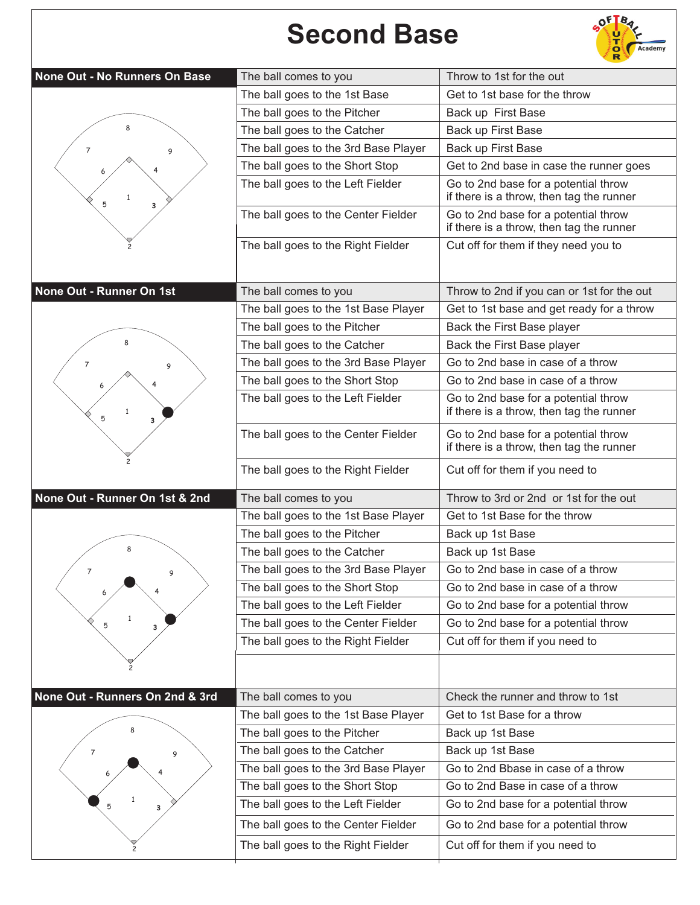# Second Base

## None Out - No Runners On Base

| The ball comes to you | Throw to 1st for the out |
|---|---|
| The ball goes to the 1st Base | Get to 1st base for the throw |
| The ball goes to the Pitcher | Back up First Base |
| The ball goes to the Catcher | Back up First Base |
| The ball goes to the 3rd Base Player | Back up First Base |
| The ball goes to the Short Stop | Get to 2nd base in case the runner goes |
| The ball goes to the Left Fielder | Go to 2nd base for a potential throw if there is a throw, then tag the runner |
| The ball goes to the Center Fielder | Go to 2nd base for a potential throw if there is a throw, then tag the runner |
| The ball goes to the Right Fielder | Cut off for them if they need you to |

## None Out - Runner On 1st

| The ball comes to you | Throw to 2nd if you can or 1st for the out |
|---|---|
| The ball goes to the 1st Base Player | Get to 1st base and get ready for a throw |
| The ball goes to the Pitcher | Back the First Base player |
| The ball goes to the Catcher | Back the First Base player |
| The ball goes to the 3rd Base Player | Go to 2nd base in case of a throw |
| The ball goes to the Short Stop | Go to 2nd base in case of a throw |
| The ball goes to the Left Fielder | Go to 2nd base for a potential throw if there is a throw, then tag the runner |
| The ball goes to the Center Fielder | Go to 2nd base for a potential throw if there is a throw, then tag the runner |
| The ball goes to the Right Fielder | Cut off for them if you need to |

## None Out - Runner On 1st & 2nd

| The ball comes to you | Throw to 3rd or 2nd or 1st for the out |
|---|---|
| The ball goes to the 1st Base Player | Get to 1st Base for the throw |
| The ball goes to the Pitcher | Back up 1st Base |
| The ball goes to the Catcher | Back up 1st Base |
| The ball goes to the 3rd Base Player | Go to 2nd base in case of a throw |
| The ball goes to the Short Stop | Go to 2nd base in case of a throw |
| The ball goes to the Left Fielder | Go to 2nd base for a potential throw |
| The ball goes to the Center Fielder | Go to 2nd base for a potential throw |
| The ball goes to the Right Fielder | Cut off for them if you need to |

## None Out - Runners On 2nd & 3rd

| The ball comes to you | Check the runner and throw to 1st |
|---|---|
| The ball goes to the 1st Base Player | Get to 1st Base for a throw |
| The ball goes to the Pitcher | Back up 1st Base |
| The ball goes to the Catcher | Back up 1st Base |
| The ball goes to the 3rd Base Player | Go to 2nd Bbase in case of a throw |
| The ball goes to the Short Stop | Go to 2nd Base in case of a throw |
| The ball goes to the Left Fielder | Go to 2nd base for a potential throw |
| The ball goes to the Center Fielder | Go to 2nd base for a potential throw |
| The ball goes to the Right Fielder | Cut off for them if you need to |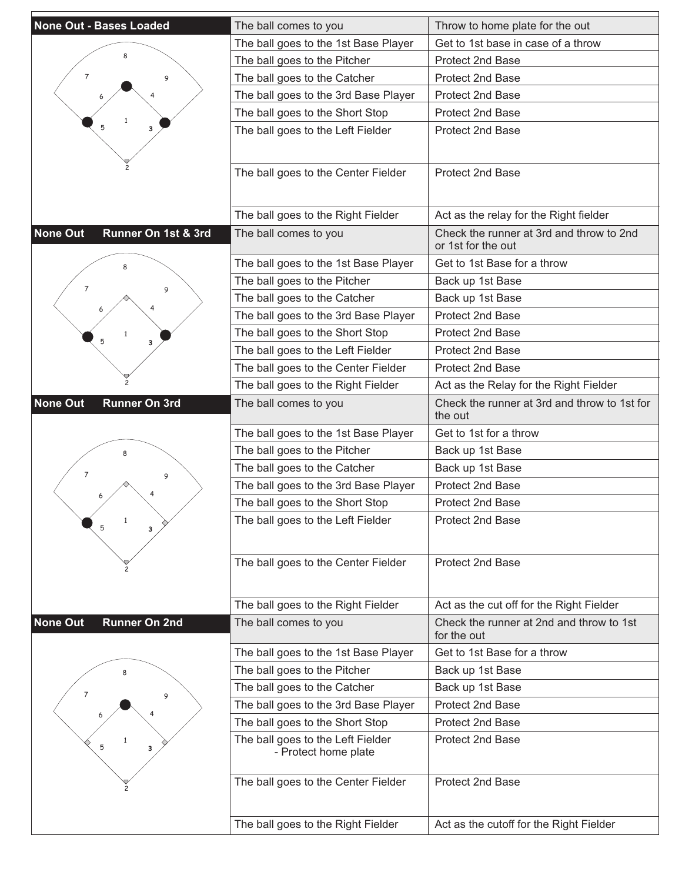| None Out - Bases Loaded | | |
|---|---|---|
| | The ball comes to you | Throw to home plate for the out |
| | The ball goes to the 1st Base Player | Get to 1st base in case of a throw |
| | The ball goes to the Pitcher | Protect 2nd Base |
| | The ball goes to the Catcher | Protect 2nd Base |
| | The ball goes to the 3rd Base Player | Protect 2nd Base |
| | The ball goes to the Short Stop | Protect 2nd Base |
| | The ball goes to the Left Fielder | Protect 2nd Base |
| | The ball goes to the Center Fielder | Protect 2nd Base |
| | The ball goes to the Right Fielder | Act as the relay for the Right fielder |

| None Out Runner On 1st & 3rd | | |
|---|---|---|
| | The ball comes to you | Check the runner at 3rd and throw to 2nd or 1st for the out |
| | The ball goes to the 1st Base Player | Get to 1st Base for a throw |
| | The ball goes to the Pitcher | Back up 1st Base |
| | The ball goes to the Catcher | Back up 1st Base |
| | The ball goes to the 3rd Base Player | Protect 2nd Base |
| | The ball goes to the Short Stop | Protect 2nd Base |
| | The ball goes to the Left Fielder | Protect 2nd Base |
| | The ball goes to the Center Fielder | Protect 2nd Base |
| | The ball goes to the Right Fielder | Act as the Relay for the Right Fielder |

| None Out Runner On 3rd | | |
|---|---|---|
| | The ball comes to you | Check the runner at 3rd and throw to 1st for the out |
| | The ball goes to the 1st Base Player | Get to 1st for a throw |
| | The ball goes to the Pitcher | Back up 1st Base |
| | The ball goes to the Catcher | Back up 1st Base |
| | The ball goes to the 3rd Base Player | Protect 2nd Base |
| | The ball goes to the Short Stop | Protect 2nd Base |
| | The ball goes to the Left Fielder | Protect 2nd Base |
| | The ball goes to the Center Fielder | Protect 2nd Base |
| | The ball goes to the Right Fielder | Act as the cut off for the Right Fielder |

| None Out Runner On 2nd | | |
|---|---|---|
| | The ball comes to you | Check the runner at 2nd and throw to 1st for the out |
| | The ball goes to the 1st Base Player | Get to 1st Base for a throw |
| | The ball goes to the Pitcher | Back up 1st Base |
| | The ball goes to the Catcher | Back up 1st Base |
| | The ball goes to the 3rd Base Player | Protect 2nd Base |
| | The ball goes to the Short Stop | Protect 2nd Base |
| | The ball goes to the Left Fielder - Protect home plate | Protect 2nd Base |
| | The ball goes to the Center Fielder | Protect 2nd Base |
| | The ball goes to the Right Fielder | Act as the cutoff for the Right Fielder |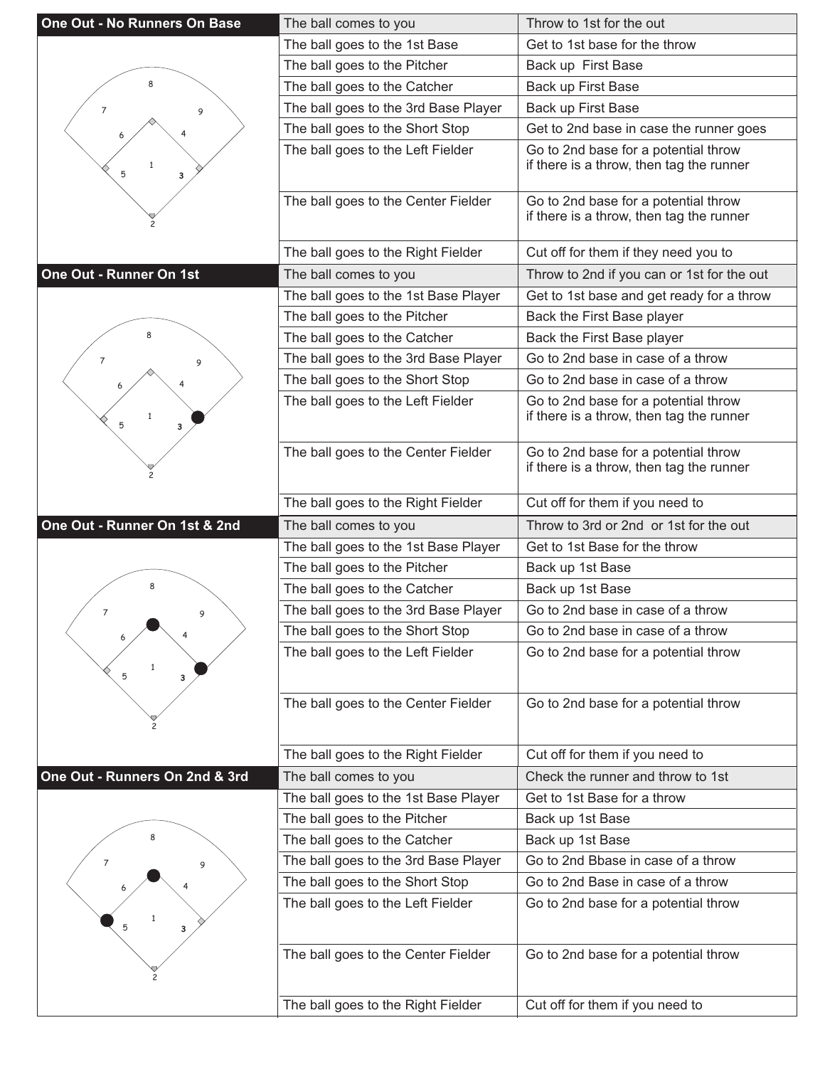| One Out - No Runners On Base | The ball comes to you | Throw to 1st for the out |
|---|---|---|
| 8 7 9 6 4 1 5 3 2 | The ball goes to the 1st Base | Get to 1st base for the throw |
| | The ball goes to the Pitcher | Back up  First Base |
| | The ball goes to the Catcher | Back up First Base |
| | The ball goes to the 3rd Base Player | Back up First Base |
| | The ball goes to the Short Stop | Get to 2nd base in case the runner goes |
| | The ball goes to the Left Fielder | Go to 2nd base for a potential throw if there is a throw, then tag the runner |
| | The ball goes to the Center Fielder | Go to 2nd base for a potential throw if there is a throw, then tag the runner |
| | The ball goes to the Right Fielder | Cut off for them if they need you to |

| One Out - Runner On 1st | The ball comes to you | Throw to 2nd if you can or 1st for the out |
|---|---|---|
| 8 7 9 6 4 1 5 3 2 | The ball goes to the 1st Base Player | Get to 1st base and get ready for a throw |
| | The ball goes to the Pitcher | Back the First Base player |
| | The ball goes to the Catcher | Back the First Base player |
| | The ball goes to the 3rd Base Player | Go to 2nd base in case of a throw |
| | The ball goes to the Short Stop | Go to 2nd base in case of a throw |
| | The ball goes to the Left Fielder | Go to 2nd base for a potential throw if there is a throw, then tag the runner |
| | The ball goes to the Center Fielder | Go to 2nd base for a potential throw if there is a throw, then tag the runner |
| | The ball goes to the Right Fielder | Cut off for them if you need to |

| One Out - Runner On 1st & 2nd | The ball comes to you | Throw to 3rd or 2nd  or 1st for the out |
|---|---|---|
| 8 7 9 6 4 1 5 3 2 | The ball goes to the 1st Base Player | Get to 1st Base for the throw |
| | The ball goes to the Pitcher | Back up 1st Base |
| | The ball goes to the Catcher | Back up 1st Base |
| | The ball goes to the 3rd Base Player | Go to 2nd base in case of a throw |
| | The ball goes to the Short Stop | Go to 2nd base in case of a throw |
| | The ball goes to the Left Fielder | Go to 2nd base for a potential throw |
| | The ball goes to the Center Fielder | Go to 2nd base for a potential throw |
| | The ball goes to the Right Fielder | Cut off for them if you need to |

| One Out - Runners On 2nd & 3rd | The ball comes to you | Check the runner and throw to 1st |
|---|---|---|
| 8 7 9 6 4 1 5 3 2 | The ball goes to the 1st Base Player | Get to 1st Base for a throw |
| | The ball goes to the Pitcher | Back up 1st Base |
| | The ball goes to the Catcher | Back up 1st Base |
| | The ball goes to the 3rd Base Player | Go to 2nd Bbase in case of a throw |
| | The ball goes to the Short Stop | Go to 2nd Base in case of a throw |
| | The ball goes to the Left Fielder | Go to 2nd base for a potential throw |
| | The ball goes to the Center Fielder | Go to 2nd base for a potential throw |
| | The ball goes to the Right Fielder | Cut off for them if you need to |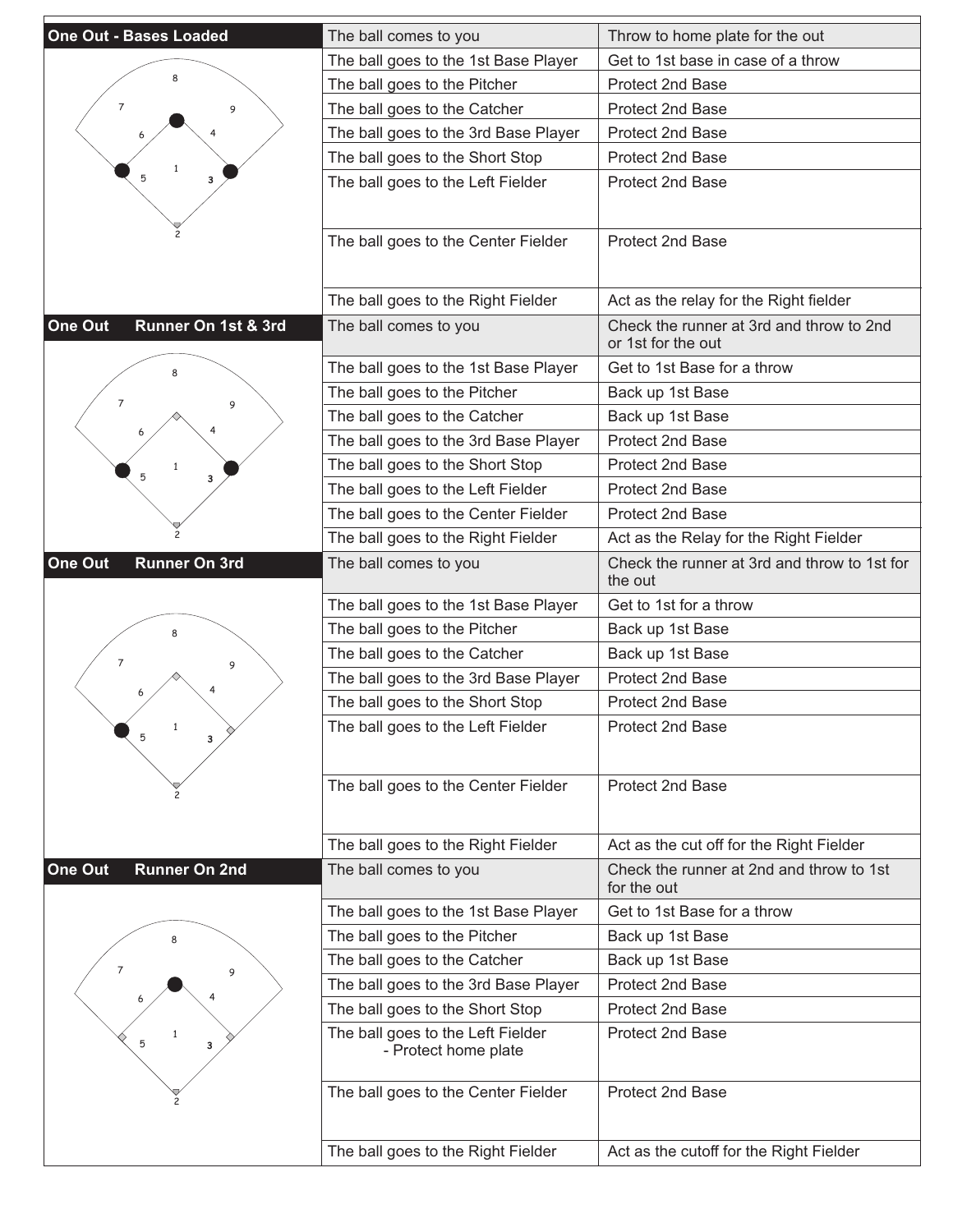## One Out - Bases Loaded

| Situation | Action |
|---|---|
| The ball comes to you | Throw to home plate for the out |
| The ball goes to the 1st Base Player | Get to 1st base in case of a throw |
| The ball goes to the Pitcher | Protect 2nd Base |
| The ball goes to the Catcher | Protect 2nd Base |
| The ball goes to the 3rd Base Player | Protect 2nd Base |
| The ball goes to the Short Stop | Protect 2nd Base |
| The ball goes to the Left Fielder | Protect 2nd Base |
| The ball goes to the Center Fielder | Protect 2nd Base |
| The ball goes to the Right Fielder | Act as the relay for the Right fielder |

## One Out Runner On 1st & 3rd

| Situation | Action |
|---|---|
| The ball comes to you | Check the runner at 3rd and throw to 2nd or 1st for the out |
| The ball goes to the 1st Base Player | Get to 1st Base for a throw |
| The ball goes to the Pitcher | Back up 1st Base |
| The ball goes to the Catcher | Back up 1st Base |
| The ball goes to the 3rd Base Player | Protect 2nd Base |
| The ball goes to the Short Stop | Protect 2nd Base |
| The ball goes to the Left Fielder | Protect 2nd Base |
| The ball goes to the Center Fielder | Protect 2nd Base |
| The ball goes to the Right Fielder | Act as the Relay for the Right Fielder |

## One Out Runner On 3rd

| Situation | Action |
|---|---|
| The ball comes to you | Check the runner at 3rd and throw to 1st for the out |
| The ball goes to the 1st Base Player | Get to 1st for a throw |
| The ball goes to the Pitcher | Back up 1st Base |
| The ball goes to the Catcher | Back up 1st Base |
| The ball goes to the 3rd Base Player | Protect 2nd Base |
| The ball goes to the Short Stop | Protect 2nd Base |
| The ball goes to the Left Fielder | Protect 2nd Base |
| The ball goes to the Center Fielder | Protect 2nd Base |
| The ball goes to the Right Fielder | Act as the cut off for the Right Fielder |

## One Out Runner On 2nd

| Situation | Action |
|---|---|
| The ball comes to you | Check the runner at 2nd and throw to 1st for the out |
| The ball goes to the 1st Base Player | Get to 1st Base for a throw |
| The ball goes to the Pitcher | Back up 1st Base |
| The ball goes to the Catcher | Back up 1st Base |
| The ball goes to the 3rd Base Player | Protect 2nd Base |
| The ball goes to the Short Stop | Protect 2nd Base |
| The ball goes to the Left Fielder - Protect home plate | Protect 2nd Base |
| The ball goes to the Center Fielder | Protect 2nd Base |
| The ball goes to the Right Fielder | Act as the cutoff for the Right Fielder |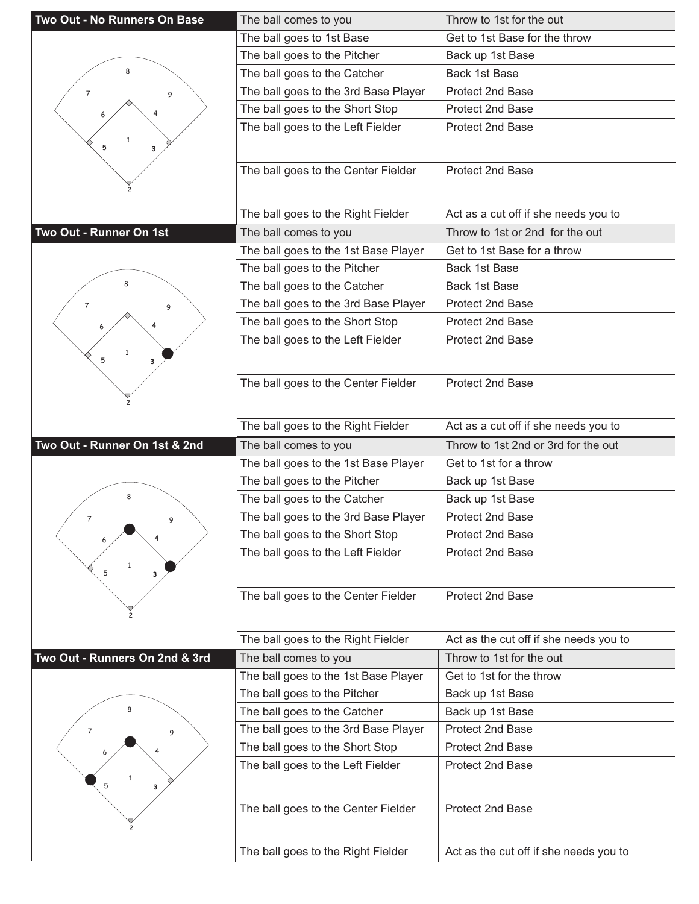## Two Out - No Runners On Base

| Situation | Action |
|---|---|
| The ball comes to you | Throw to 1st for the out |
| The ball goes to 1st Base | Get to 1st Base for the throw |
| The ball goes to the Pitcher | Back up 1st Base |
| The ball goes to the Catcher | Back 1st Base |
| The ball goes to the 3rd Base Player | Protect 2nd Base |
| The ball goes to the Short Stop | Protect 2nd Base |
| The ball goes to the Left Fielder | Protect 2nd Base |
| The ball goes to the Center Fielder | Protect 2nd Base |
| The ball goes to the Right Fielder | Act as a cut off if she needs you to |

## Two Out - Runner On 1st

| Situation | Action |
|---|---|
| The ball comes to you | Throw to 1st or 2nd for the out |
| The ball goes to the 1st Base Player | Get to 1st Base for a throw |
| The ball goes to the Pitcher | Back 1st Base |
| The ball goes to the Catcher | Back 1st Base |
| The ball goes to the 3rd Base Player | Protect 2nd Base |
| The ball goes to the Short Stop | Protect 2nd Base |
| The ball goes to the Left Fielder | Protect 2nd Base |
| The ball goes to the Center Fielder | Protect 2nd Base |
| The ball goes to the Right Fielder | Act as a cut off if she needs you to |

## Two Out - Runner On 1st & 2nd

| Situation | Action |
|---|---|
| The ball comes to you | Throw to 1st 2nd or 3rd for the out |
| The ball goes to the 1st Base Player | Get to 1st for a throw |
| The ball goes to the Pitcher | Back up 1st Base |
| The ball goes to the Catcher | Back up 1st Base |
| The ball goes to the 3rd Base Player | Protect 2nd Base |
| The ball goes to the Short Stop | Protect 2nd Base |
| The ball goes to the Left Fielder | Protect 2nd Base |
| The ball goes to the Center Fielder | Protect 2nd Base |
| The ball goes to the Right Fielder | Act as the cut off if she needs you to |

## Two Out - Runners On 2nd & 3rd

| Situation | Action |
|---|---|
| The ball comes to you | Throw to 1st for the out |
| The ball goes to the 1st Base Player | Get to 1st for the throw |
| The ball goes to the Pitcher | Back up 1st Base |
| The ball goes to the Catcher | Back up 1st Base |
| The ball goes to the 3rd Base Player | Protect 2nd Base |
| The ball goes to the Short Stop | Protect 2nd Base |
| The ball goes to the Left Fielder | Protect 2nd Base |
| The ball goes to the Center Fielder | Protect 2nd Base |
| The ball goes to the Right Fielder | Act as the cut off if she needs you to |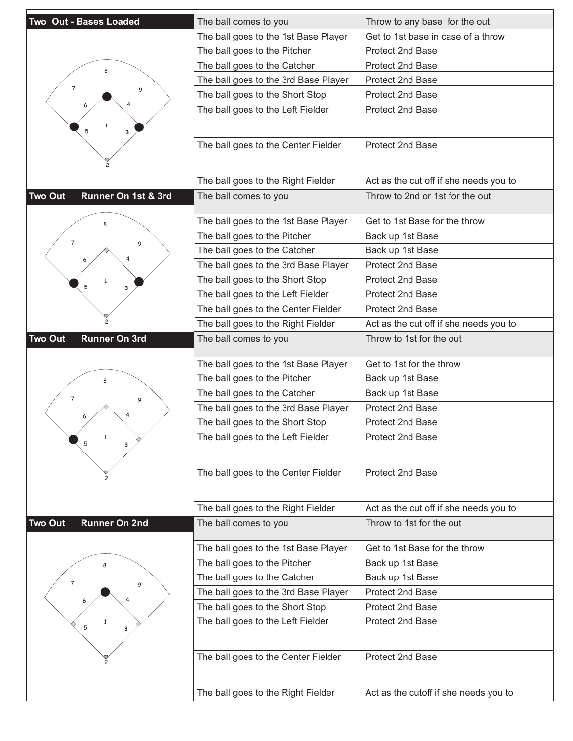| | | |
|---|---|---|
| **Two Out - Bases Loaded** | The ball comes to you | Throw to any base for the out |
| | The ball goes to the 1st Base Player | Get to 1st base in case of a throw |
| | The ball goes to the Pitcher | Protect 2nd Base |
| | The ball goes to the Catcher | Protect 2nd Base |
| | The ball goes to the 3rd Base Player | Protect 2nd Base |
| | The ball goes to the Short Stop | Protect 2nd Base |
| | The ball goes to the Left Fielder | Protect 2nd Base |
| | The ball goes to the Center Fielder | Protect 2nd Base |
| | The ball goes to the Right Fielder | Act as the cut off if she needs you to |
| **Two Out Runner On 1st & 3rd** | The ball comes to you | Throw to 2nd or 1st for the out |
| | The ball goes to the 1st Base Player | Get to 1st Base for the throw |
| | The ball goes to the Pitcher | Back up 1st Base |
| | The ball goes to the Catcher | Back up 1st Base |
| | The ball goes to the 3rd Base Player | Protect 2nd Base |
| | The ball goes to the Short Stop | Protect 2nd Base |
| | The ball goes to the Left Fielder | Protect 2nd Base |
| | The ball goes to the Center Fielder | Protect 2nd Base |
| | The ball goes to the Right Fielder | Act as the cut off if she needs you to |
| **Two Out Runner On 3rd** | The ball comes to you | Throw to 1st for the out |
| | The ball goes to the 1st Base Player | Get to 1st for the throw |
| | The ball goes to the Pitcher | Back up 1st Base |
| | The ball goes to the Catcher | Back up 1st Base |
| | The ball goes to the 3rd Base Player | Protect 2nd Base |
| | The ball goes to the Short Stop | Protect 2nd Base |
| | The ball goes to the Left Fielder | Protect 2nd Base |
| | The ball goes to the Center Fielder | Protect 2nd Base |
| | The ball goes to the Right Fielder | Act as the cut off if she needs you to |
| **Two Out Runner On 2nd** | The ball comes to you | Throw to 1st for the out |
| | The ball goes to the 1st Base Player | Get to 1st Base for the throw |
| | The ball goes to the Pitcher | Back up 1st Base |
| | The ball goes to the Catcher | Back up 1st Base |
| | The ball goes to the 3rd Base Player | Protect 2nd Base |
| | The ball goes to the Short Stop | Protect 2nd Base |
| | The ball goes to the Left Fielder | Protect 2nd Base |
| | The ball goes to the Center Fielder | Protect 2nd Base |
| | The ball goes to the Right Fielder | Act as the cutoff if she needs you to |